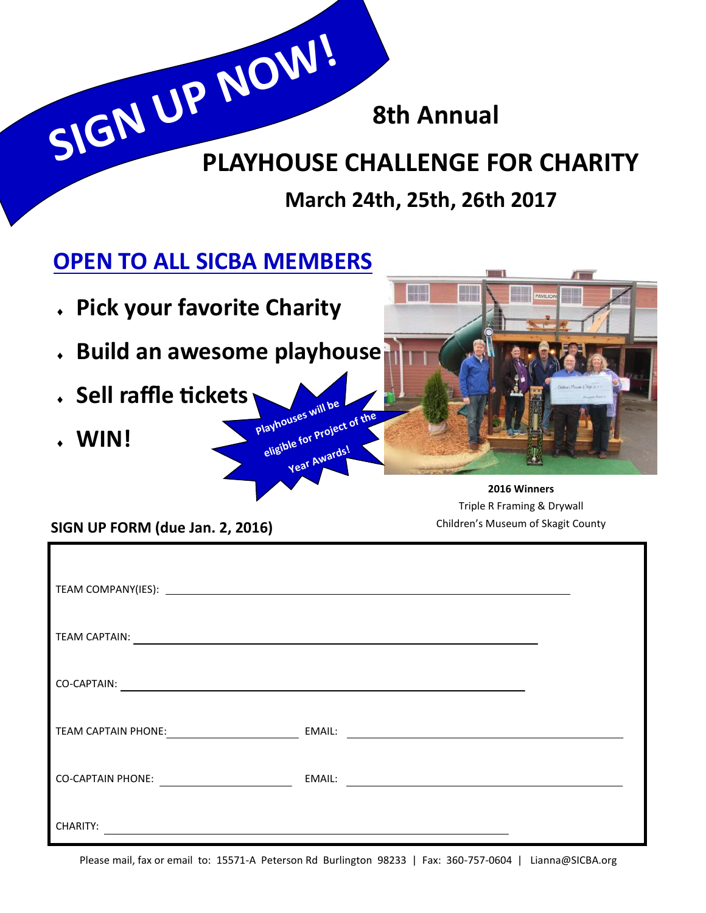**SIGN UP NOW!**

## 8th Annual

# PLAYHOUSE CHALLENGE FOR CHARITY

### March 24th, 25th, 26th 2017

## OPEN TO ALL SICBA MEMBERS

- **Pick your favorite Charity**
- **Build an awesome playhouse**
- **Sell raffle tickets**
- **WIN!**

**Playhouses will be eligible for Project of the Year Awards!**

**2016 Winners**
Triple R Framing & Drywall
Children's Museum of Skagit County

**SIGN UP FORM (due Jan. 2, 2016)**

TEAM COMPANY(IES): ______________________________

TEAM CAPTAIN: ______________________________

CO-CAPTAIN: ______________________________

TEAM CAPTAIN PHONE: ______________ EMAIL: ______________________________

CO-CAPTAIN PHONE: ______________ EMAIL: ______________________________

CHARITY: ______________________________

Please mail, fax or email to: 15571-A Peterson Rd Burlington 98233 | Fax: 360-757-0604 | Lianna@SICBA.org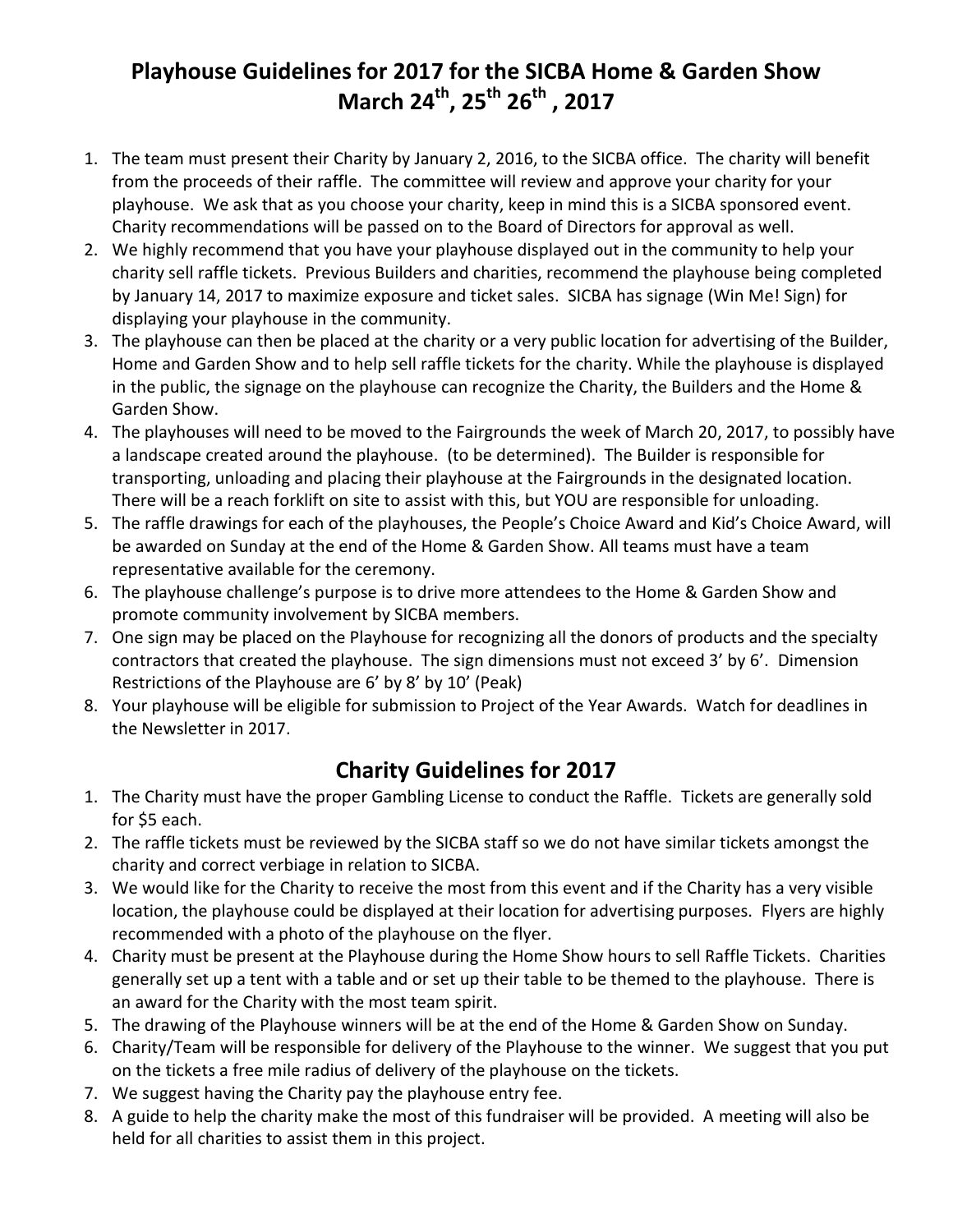# Playhouse Guidelines for 2017 for the SICBA Home & Garden Show March 24th, 25th 26th , 2017

1. The team must present their Charity by January 2, 2016, to the SICBA office. The charity will benefit from the proceeds of their raffle. The committee will review and approve your charity for your playhouse. We ask that as you choose your charity, keep in mind this is a SICBA sponsored event. Charity recommendations will be passed on to the Board of Directors for approval as well.
2. We highly recommend that you have your playhouse displayed out in the community to help your charity sell raffle tickets. Previous Builders and charities, recommend the playhouse being completed by January 14, 2017 to maximize exposure and ticket sales. SICBA has signage (Win Me! Sign) for displaying your playhouse in the community.
3. The playhouse can then be placed at the charity or a very public location for advertising of the Builder, Home and Garden Show and to help sell raffle tickets for the charity. While the playhouse is displayed in the public, the signage on the playhouse can recognize the Charity, the Builders and the Home & Garden Show.
4. The playhouses will need to be moved to the Fairgrounds the week of March 20, 2017, to possibly have a landscape created around the playhouse. (to be determined). The Builder is responsible for transporting, unloading and placing their playhouse at the Fairgrounds in the designated location. There will be a reach forklift on site to assist with this, but YOU are responsible for unloading.
5. The raffle drawings for each of the playhouses, the People's Choice Award and Kid's Choice Award, will be awarded on Sunday at the end of the Home & Garden Show. All teams must have a team representative available for the ceremony.
6. The playhouse challenge's purpose is to drive more attendees to the Home & Garden Show and promote community involvement by SICBA members.
7. One sign may be placed on the Playhouse for recognizing all the donors of products and the specialty contractors that created the playhouse. The sign dimensions must not exceed 3' by 6'. Dimension Restrictions of the Playhouse are 6' by 8' by 10' (Peak)
8. Your playhouse will be eligible for submission to Project of the Year Awards. Watch for deadlines in the Newsletter in 2017.

## Charity Guidelines for 2017

1. The Charity must have the proper Gambling License to conduct the Raffle. Tickets are generally sold for $5 each.
2. The raffle tickets must be reviewed by the SICBA staff so we do not have similar tickets amongst the charity and correct verbiage in relation to SICBA.
3. We would like for the Charity to receive the most from this event and if the Charity has a very visible location, the playhouse could be displayed at their location for advertising purposes. Flyers are highly recommended with a photo of the playhouse on the flyer.
4. Charity must be present at the Playhouse during the Home Show hours to sell Raffle Tickets. Charities generally set up a tent with a table and or set up their table to be themed to the playhouse. There is an award for the Charity with the most team spirit.
5. The drawing of the Playhouse winners will be at the end of the Home & Garden Show on Sunday.
6. Charity/Team will be responsible for delivery of the Playhouse to the winner. We suggest that you put on the tickets a free mile radius of delivery of the playhouse on the tickets.
7. We suggest having the Charity pay the playhouse entry fee.
8. A guide to help the charity make the most of this fundraiser will be provided. A meeting will also be held for all charities to assist them in this project.